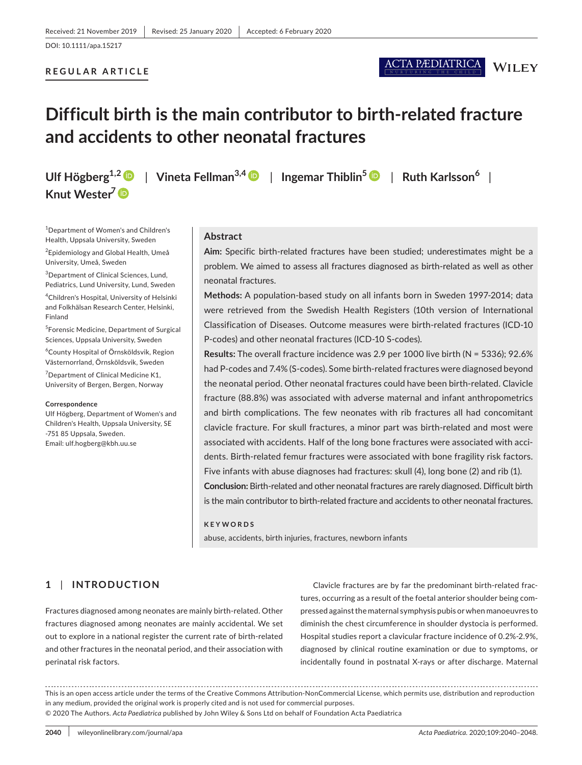Received: 21 November 2019 | Revised: 25 January 2020 | Accepted: 6 February 2020

DOI: 10.1111/apa.15217

**REGULAR ARTICLE**

# Difficult birth is the main contributor to birth-related fracture and accidents to other neonatal fractures

**Ulf Högberg**[1,2] | **Vineta Fellman**[3,4] | **Ingemar Thiblin**[5] | **Ruth Karlsson**[6] | **Knut Wester**[7]

[1]Department of Women's and Children's Health, Uppsala University, Sweden

[2]Epidemiology and Global Health, Umeå University, Umeå, Sweden

[3]Department of Clinical Sciences, Lund, Pediatrics, Lund University, Lund, Sweden

[4]Children's Hospital, University of Helsinki and Folkhälsan Research Center, Helsinki, Finland

[5]Forensic Medicine, Department of Surgical Sciences, Uppsala University, Sweden

[6]County Hospital of Örnsköldsvik, Region Västernorrland, Örnsköldsvik, Sweden

[7]Department of Clinical Medicine K1, University of Bergen, Bergen, Norway

**Correspondence**
Ulf Högberg, Department of Women's and Children's Health, Uppsala University, SE -751 85 Uppsala, Sweden.
Email: ulf.hogberg@kbh.uu.se

## Abstract

**Aim:** Specific birth-related fractures have been studied; underestimates might be a problem. We aimed to assess all fractures diagnosed as birth-related as well as other neonatal fractures.

**Methods:** A population-based study on all infants born in Sweden 1997-2014; data were retrieved from the Swedish Health Registers (10th version of International Classification of Diseases. Outcome measures were birth-related fractures (ICD-10 P-codes) and other neonatal fractures (ICD-10 S-codes).

**Results:** The overall fracture incidence was 2.9 per 1000 live birth (N = 5336); 92.6% had P-codes and 7.4% (S-codes). Some birth-related fractures were diagnosed beyond the neonatal period. Other neonatal fractures could have been birth-related. Clavicle fracture (88.8%) was associated with adverse maternal and infant anthropometrics and birth complications. The few neonates with rib fractures all had concomitant clavicle fracture. For skull fractures, a minor part was birth-related and most were associated with accidents. Half of the long bone fractures were associated with accidents. Birth-related femur fractures were associated with bone fragility risk factors. Five infants with abuse diagnoses had fractures: skull (4), long bone (2) and rib (1).

**Conclusion:** Birth-related and other neonatal fractures are rarely diagnosed. Difficult birth is the main contributor to birth-related fracture and accidents to other neonatal fractures.

**KEYWORDS**

abuse, accidents, birth injuries, fractures, newborn infants

## 1 | INTRODUCTION

Fractures diagnosed among neonates are mainly birth-related. Other fractures diagnosed among neonates are mainly accidental. We set out to explore in a national register the current rate of birth-related and other fractures in the neonatal period, and their association with perinatal risk factors.

Clavicle fractures are by far the predominant birth-related fractures, occurring as a result of the foetal anterior shoulder being compressed against the maternal symphysis pubis or when manoeuvres to diminish the chest circumference in shoulder dystocia is performed. Hospital studies report a clavicular fracture incidence of 0.2%-2.9%, diagnosed by clinical routine examination or due to symptoms, or incidentally found in postnatal X-rays or after discharge. Maternal

This is an open access article under the terms of the Creative Commons Attribution-NonCommercial License, which permits use, distribution and reproduction in any medium, provided the original work is properly cited and is not used for commercial purposes.
© 2020 The Authors. *Acta Paediatrica* published by John Wiley & Sons Ltd on behalf of Foundation Acta Paediatrica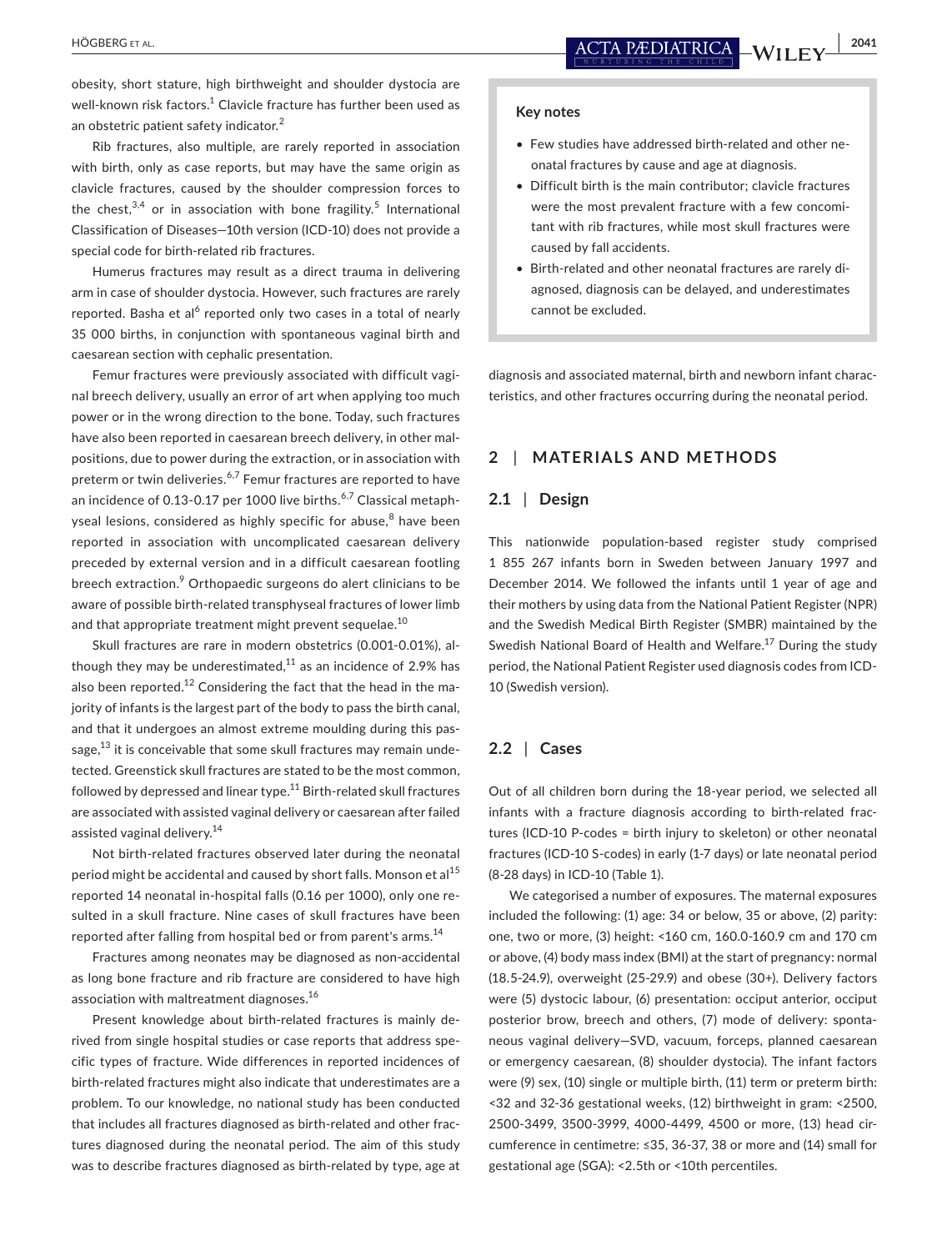obesity, short stature, high birthweight and shoulder dystocia are well-known risk factors.[1] Clavicle fracture has further been used as an obstetric patient safety indicator.[2]

Rib fractures, also multiple, are rarely reported in association with birth, only as case reports, but may have the same origin as clavicle fractures, caused by the shoulder compression forces to the chest,[3,4] or in association with bone fragility.[5] International Classification of Diseases—10th version (ICD-10) does not provide a special code for birth-related rib fractures.

Humerus fractures may result as a direct trauma in delivering arm in case of shoulder dystocia. However, such fractures are rarely reported. Basha et al[6] reported only two cases in a total of nearly 35 000 births, in conjunction with spontaneous vaginal birth and caesarean section with cephalic presentation.

Femur fractures were previously associated with difficult vaginal breech delivery, usually an error of art when applying too much power or in the wrong direction to the bone. Today, such fractures have also been reported in caesarean breech delivery, in other malpositions, due to power during the extraction, or in association with preterm or twin deliveries.[6,7] Femur fractures are reported to have an incidence of 0.13-0.17 per 1000 live births.[6,7] Classical metaphyseal lesions, considered as highly specific for abuse,[8] have been reported in association with uncomplicated caesarean delivery preceded by external version and in a difficult caesarean footling breech extraction.[9] Orthopaedic surgeons do alert clinicians to be aware of possible birth-related transphyseal fractures of lower limb and that appropriate treatment might prevent sequelae.[10]

Skull fractures are rare in modern obstetrics (0.001-0.01%), although they may be underestimated,[11] as an incidence of 2.9% has also been reported.[12] Considering the fact that the head in the majority of infants is the largest part of the body to pass the birth canal, and that it undergoes an almost extreme moulding during this passage,[13] it is conceivable that some skull fractures may remain undetected. Greenstick skull fractures are stated to be the most common, followed by depressed and linear type.[11] Birth-related skull fractures are associated with assisted vaginal delivery or caesarean after failed assisted vaginal delivery.[14]

Not birth-related fractures observed later during the neonatal period might be accidental and caused by short falls. Monson et al[15] reported 14 neonatal in-hospital falls (0.16 per 1000), only one resulted in a skull fracture. Nine cases of skull fractures have been reported after falling from hospital bed or from parent's arms.[14]

Fractures among neonates may be diagnosed as non-accidental as long bone fracture and rib fracture are considered to have high association with maltreatment diagnoses.[16]

Present knowledge about birth-related fractures is mainly derived from single hospital studies or case reports that address specific types of fracture. Wide differences in reported incidences of birth-related fractures might also indicate that underestimates are a problem. To our knowledge, no national study has been conducted that includes all fractures diagnosed as birth-related and other fractures diagnosed during the neonatal period. The aim of this study was to describe fractures diagnosed as birth-related by type, age at diagnosis and associated maternal, birth and newborn infant characteristics, and other fractures occurring during the neonatal period.

**Key notes**

- Few studies have addressed birth-related and other neonatal fractures by cause and age at diagnosis.
- Difficult birth is the main contributor; clavicle fractures were the most prevalent fracture with a few concomitant with rib fractures, while most skull fractures were caused by fall accidents.
- Birth-related and other neonatal fractures are rarely diagnosed, diagnosis can be delayed, and underestimates cannot be excluded.

## 2 | MATERIALS AND METHODS

### 2.1 | Design

This nationwide population-based register study comprised 1 855 267 infants born in Sweden between January 1997 and December 2014. We followed the infants until 1 year of age and their mothers by using data from the National Patient Register (NPR) and the Swedish Medical Birth Register (SMBR) maintained by the Swedish National Board of Health and Welfare.[17] During the study period, the National Patient Register used diagnosis codes from ICD-10 (Swedish version).

### 2.2 | Cases

Out of all children born during the 18-year period, we selected all infants with a fracture diagnosis according to birth-related fractures (ICD-10 P-codes = birth injury to skeleton) or other neonatal fractures (ICD-10 S-codes) in early (1-7 days) or late neonatal period (8-28 days) in ICD-10 (Table 1).

We categorised a number of exposures. The maternal exposures included the following: (1) age: 34 or below, 35 or above, (2) parity: one, two or more, (3) height: <160 cm, 160.0-160.9 cm and 170 cm or above, (4) body mass index (BMI) at the start of pregnancy: normal (18.5-24.9), overweight (25-29.9) and obese (30+). Delivery factors were (5) dystocic labour, (6) presentation: occiput anterior, occiput posterior brow, breech and others, (7) mode of delivery: spontaneous vaginal delivery—SVD, vacuum, forceps, planned caesarean or emergency caesarean, (8) shoulder dystocia). The infant factors were (9) sex, (10) single or multiple birth, (11) term or preterm birth: <32 and 32-36 gestational weeks, (12) birthweight in gram: <2500, 2500-3499, 3500-3999, 4000-4499, 4500 or more, (13) head circumference in centimetre: ≤35, 36-37, 38 or more and (14) small for gestational age (SGA): <2.5th or <10th percentiles.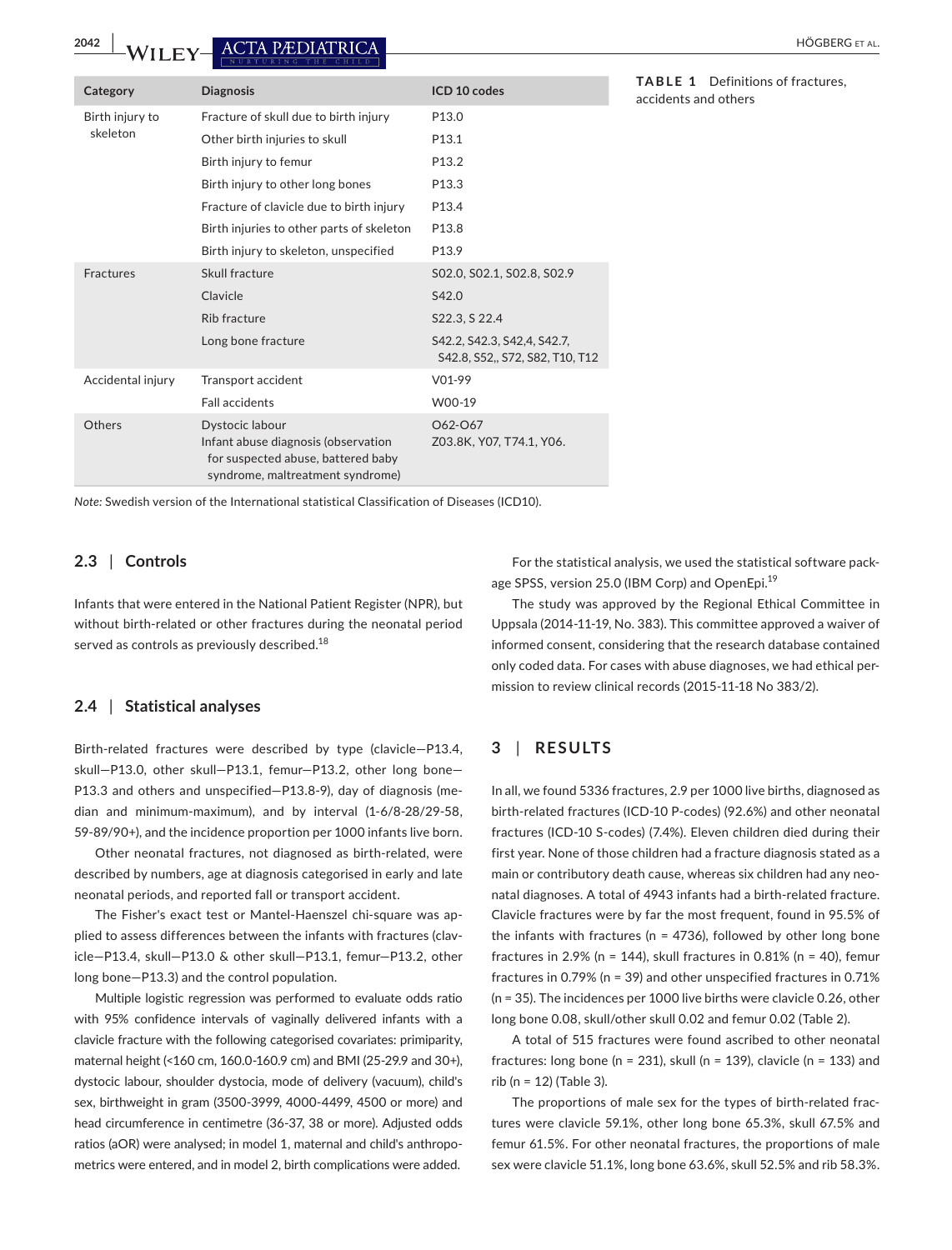**TABLE 1** Definitions of fractures, accidents and others

| Category | Diagnosis | ICD 10 codes |
|---|---|---|
| Birth injury to skeleton | Fracture of skull due to birth injury | P13.0 |
| | Other birth injuries to skull | P13.1 |
| | Birth injury to femur | P13.2 |
| | Birth injury to other long bones | P13.3 |
| | Fracture of clavicle due to birth injury | P13.4 |
| | Birth injuries to other parts of skeleton | P13.8 |
| | Birth injury to skeleton, unspecified | P13.9 |
| Fractures | Skull fracture | S02.0, S02.1, S02.8, S02.9 |
| | Clavicle | S42.0 |
| | Rib fracture | S22.3, S 22.4 |
| | Long bone fracture | S42.2, S42.3, S42,4, S42.7, S42.8, S52,, S72, S82, T10, T12 |
| Accidental injury | Transport accident | V01-99 |
| | Fall accidents | W00-19 |
| Others | Dystocic labour<br>Infant abuse diagnosis (observation for suspected abuse, battered baby syndrome, maltreatment syndrome) | O62-O67<br>Z03.8K, Y07, T74.1, Y06. |

*Note:* Swedish version of the International statistical Classification of Diseases (ICD10).

### 2.3 | Controls

Infants that were entered in the National Patient Register (NPR), but without birth-related or other fractures during the neonatal period served as controls as previously described.[18]

### 2.4 | Statistical analyses

Birth-related fractures were described by type (clavicle—P13.4, skull—P13.0, other skull—P13.1, femur—P13.2, other long bone—P13.3 and others and unspecified—P13.8-9), day of diagnosis (median and minimum-maximum), and by interval (1-6/8-28/29-58, 59-89/90+), and the incidence proportion per 1000 infants live born.

Other neonatal fractures, not diagnosed as birth-related, were described by numbers, age at diagnosis categorised in early and late neonatal periods, and reported fall or transport accident.

The Fisher's exact test or Mantel-Haenszel chi-square was applied to assess differences between the infants with fractures (clavicle—P13.4, skull—P13.0 & other skull—P13.1, femur—P13.2, other long bone—P13.3) and the control population.

Multiple logistic regression was performed to evaluate odds ratio with 95% confidence intervals of vaginally delivered infants with a clavicle fracture with the following categorised covariates: primiparity, maternal height (<160 cm, 160.0-160.9 cm) and BMI (25-29.9 and 30+), dystocic labour, shoulder dystocia, mode of delivery (vacuum), child's sex, birthweight in gram (3500-3999, 4000-4499, 4500 or more) and head circumference in centimetre (36-37, 38 or more). Adjusted odds ratios (aOR) were analysed; in model 1, maternal and child's anthropometrics were entered, and in model 2, birth complications were added.

For the statistical analysis, we used the statistical software package SPSS, version 25.0 (IBM Corp) and OpenEpi.[19]

The study was approved by the Regional Ethical Committee in Uppsala (2014-11-19, No. 383). This committee approved a waiver of informed consent, considering that the research database contained only coded data. For cases with abuse diagnoses, we had ethical permission to review clinical records (2015-11-18 No 383/2).

## 3 | RESULTS

In all, we found 5336 fractures, 2.9 per 1000 live births, diagnosed as birth-related fractures (ICD-10 P-codes) (92.6%) and other neonatal fractures (ICD-10 S-codes) (7.4%). Eleven children died during their first year. None of those children had a fracture diagnosis stated as a main or contributory death cause, whereas six children had any neonatal diagnoses. A total of 4943 infants had a birth-related fracture. Clavicle fractures were by far the most frequent, found in 95.5% of the infants with fractures (n = 4736), followed by other long bone fractures in 2.9% (n = 144), skull fractures in 0.81% (n = 40), femur fractures in 0.79% (n = 39) and other unspecified fractures in 0.71% (n = 35). The incidences per 1000 live births were clavicle 0.26, other long bone 0.08, skull/other skull 0.02 and femur 0.02 (Table 2).

A total of 515 fractures were found ascribed to other neonatal fractures: long bone (n = 231), skull (n = 139), clavicle (n = 133) and rib (n = 12) (Table 3).

The proportions of male sex for the types of birth-related fractures were clavicle 59.1%, other long bone 65.3%, skull 67.5% and femur 61.5%. For other neonatal fractures, the proportions of male sex were clavicle 51.1%, long bone 63.6%, skull 52.5% and rib 58.3%.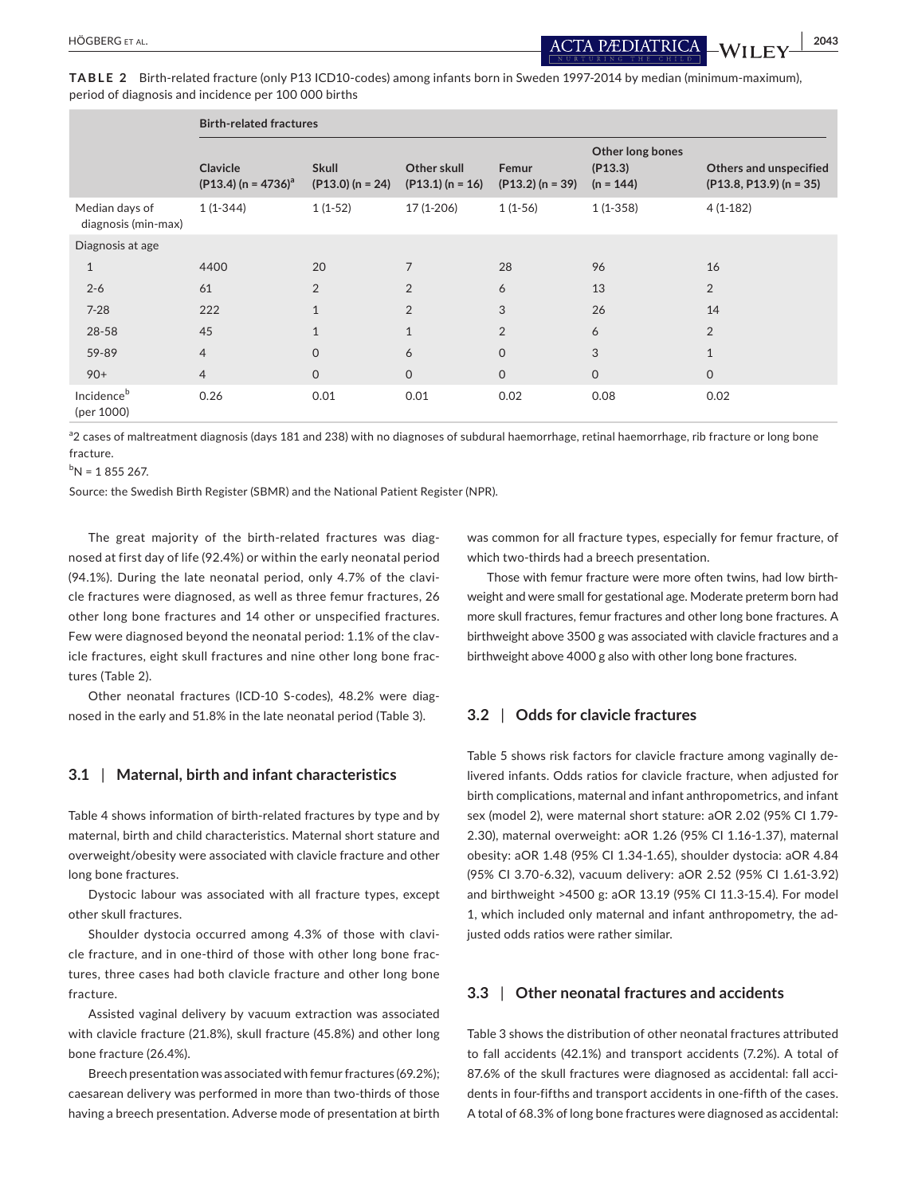**TABLE 2** Birth-related fracture (only P13 ICD10-codes) among infants born in Sweden 1997-2014 by median (minimum-maximum), period of diagnosis and incidence per 100 000 births

| | Birth-related fractures | | | | | |
|---|---|---|---|---|---|---|
| | Clavicle (P13.4) (n = 4736)[a] | Skull (P13.0) (n = 24) | Other skull (P13.1) (n = 16) | Femur (P13.2) (n = 39) | Other long bones (P13.3) (n = 144) | Others and unspecified (P13.8, P13.9) (n = 35) |
| Median days of diagnosis (min-max) | 1 (1-344) | 1 (1-52) | 17 (1-206) | 1 (1-56) | 1 (1-358) | 4 (1-182) |
| Diagnosis at age | | | | | | |
| 1 | 4400 | 20 | 7 | 28 | 96 | 16 |
| 2-6 | 61 | 2 | 2 | 6 | 13 | 2 |
| 7-28 | 222 | 1 | 2 | 3 | 26 | 14 |
| 28-58 | 45 | 1 | 1 | 2 | 6 | 2 |
| 59-89 | 4 | 0 | 6 | 0 | 3 | 1 |
| 90+ | 4 | 0 | 0 | 0 | 0 | 0 |
| Incidence[b] (per 1000) | 0.26 | 0.01 | 0.01 | 0.02 | 0.08 | 0.02 |

[a]2 cases of maltreatment diagnosis (days 181 and 238) with no diagnoses of subdural haemorrhage, retinal haemorrhage, rib fracture or long bone fracture.

[b]N = 1 855 267.

Source: the Swedish Birth Register (SBMR) and the National Patient Register (NPR).

The great majority of the birth-related fractures was diagnosed at first day of life (92.4%) or within the early neonatal period (94.1%). During the late neonatal period, only 4.7% of the clavicle fractures were diagnosed, as well as three femur fractures, 26 other long bone fractures and 14 other or unspecified fractures. Few were diagnosed beyond the neonatal period: 1.1% of the clavicle fractures, eight skull fractures and nine other long bone fractures (Table 2).

Other neonatal fractures (ICD-10 S-codes), 48.2% were diagnosed in the early and 51.8% in the late neonatal period (Table 3).

### 3.1 | Maternal, birth and infant characteristics

Table 4 shows information of birth-related fractures by type and by maternal, birth and child characteristics. Maternal short stature and overweight/obesity were associated with clavicle fracture and other long bone fractures.

Dystocic labour was associated with all fracture types, except other skull fractures.

Shoulder dystocia occurred among 4.3% of those with clavicle fracture, and in one-third of those with other long bone fractures, three cases had both clavicle fracture and other long bone fracture.

Assisted vaginal delivery by vacuum extraction was associated with clavicle fracture (21.8%), skull fracture (45.8%) and other long bone fracture (26.4%).

Breech presentation was associated with femur fractures (69.2%); caesarean delivery was performed in more than two-thirds of those having a breech presentation. Adverse mode of presentation at birth was common for all fracture types, especially for femur fracture, of which two-thirds had a breech presentation.

Those with femur fracture were more often twins, had low birthweight and were small for gestational age. Moderate preterm born had more skull fractures, femur fractures and other long bone fractures. A birthweight above 3500 g was associated with clavicle fractures and a birthweight above 4000 g also with other long bone fractures.

### 3.2 | Odds for clavicle fractures

Table 5 shows risk factors for clavicle fracture among vaginally delivered infants. Odds ratios for clavicle fracture, when adjusted for birth complications, maternal and infant anthropometrics, and infant sex (model 2), were maternal short stature: aOR 2.02 (95% CI 1.79-2.30), maternal overweight: aOR 1.26 (95% CI 1.16-1.37), maternal obesity: aOR 1.48 (95% CI 1.34-1.65), shoulder dystocia: aOR 4.84 (95% CI 3.70-6.32), vacuum delivery: aOR 2.52 (95% CI 1.61-3.92) and birthweight >4500 g: aOR 13.19 (95% CI 11.3-15.4). For model 1, which included only maternal and infant anthropometry, the adjusted odds ratios were rather similar.

### 3.3 | Other neonatal fractures and accidents

Table 3 shows the distribution of other neonatal fractures attributed to fall accidents (42.1%) and transport accidents (7.2%). A total of 87.6% of the skull fractures were diagnosed as accidental: fall accidents in four-fifths and transport accidents in one-fifth of the cases. A total of 68.3% of long bone fractures were diagnosed as accidental: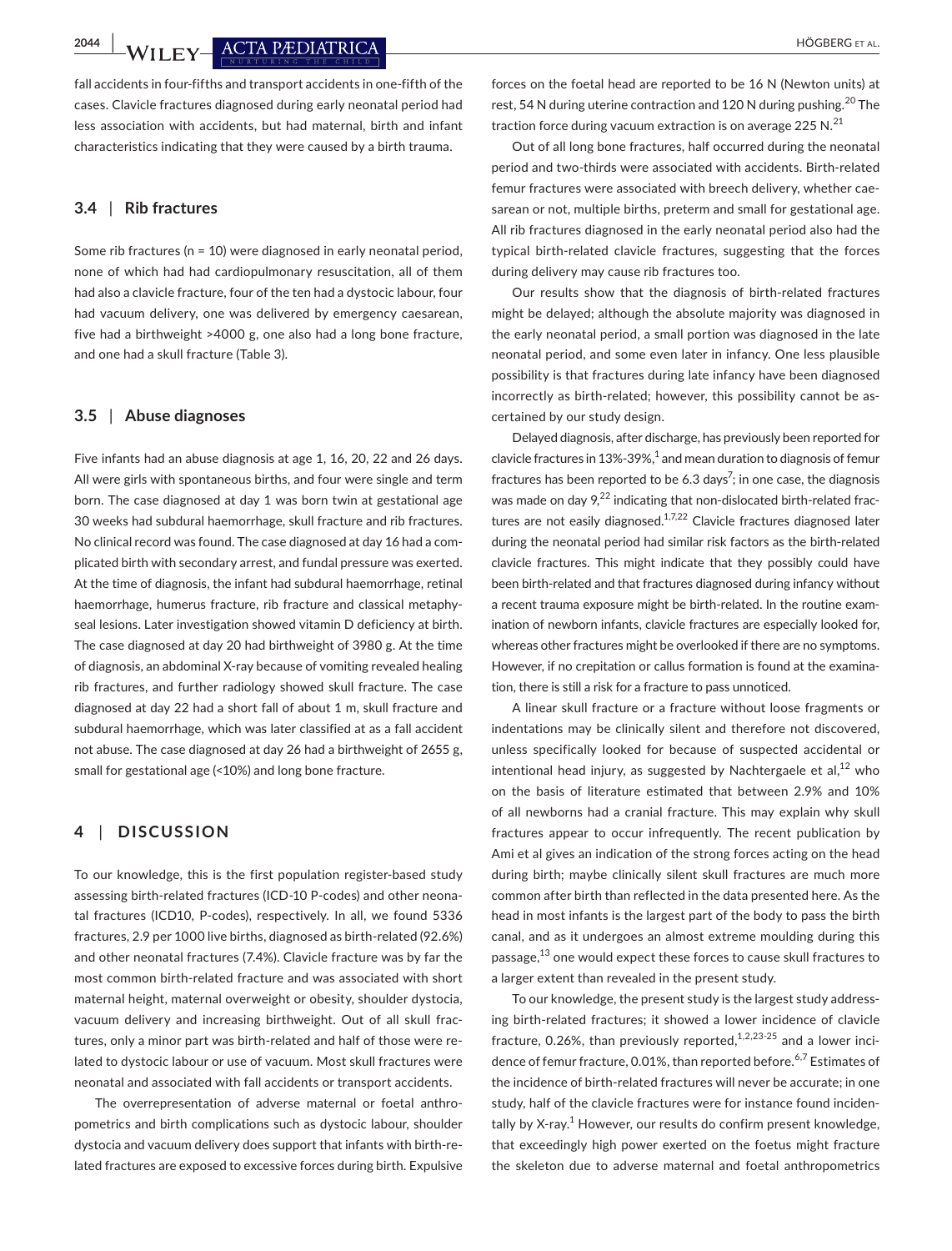fall accidents in four-fifths and transport accidents in one-fifth of the cases. Clavicle fractures diagnosed during early neonatal period had less association with accidents, but had maternal, birth and infant characteristics indicating that they were caused by a birth trauma.

### 3.4 | Rib fractures

Some rib fractures (n = 10) were diagnosed in early neonatal period, none of which had had cardiopulmonary resuscitation, all of them had also a clavicle fracture, four of the ten had a dystocic labour, four had vacuum delivery, one was delivered by emergency caesarean, five had a birthweight >4000 g, one also had a long bone fracture, and one had a skull fracture (Table 3).

### 3.5 | Abuse diagnoses

Five infants had an abuse diagnosis at age 1, 16, 20, 22 and 26 days. All were girls with spontaneous births, and four were single and term born. The case diagnosed at day 1 was born twin at gestational age 30 weeks had subdural haemorrhage, skull fracture and rib fractures. No clinical record was found. The case diagnosed at day 16 had a complicated birth with secondary arrest, and fundal pressure was exerted. At the time of diagnosis, the infant had subdural haemorrhage, retinal haemorrhage, humerus fracture, rib fracture and classical metaphyseal lesions. Later investigation showed vitamin D deficiency at birth. The case diagnosed at day 20 had birthweight of 3980 g. At the time of diagnosis, an abdominal X-ray because of vomiting revealed healing rib fractures, and further radiology showed skull fracture. The case diagnosed at day 22 had a short fall of about 1 m, skull fracture and subdural haemorrhage, which was later classified at as a fall accident not abuse. The case diagnosed at day 26 had a birthweight of 2655 g, small for gestational age (<10%) and long bone fracture.

## 4 | DISCUSSION

To our knowledge, this is the first population register-based study assessing birth-related fractures (ICD-10 P-codes) and other neonatal fractures (ICD10, P-codes), respectively. In all, we found 5336 fractures, 2.9 per 1000 live births, diagnosed as birth-related (92.6%) and other neonatal fractures (7.4%). Clavicle fracture was by far the most common birth-related fracture and was associated with short maternal height, maternal overweight or obesity, shoulder dystocia, vacuum delivery and increasing birthweight. Out of all skull fractures, only a minor part was birth-related and half of those were related to dystocic labour or use of vacuum. Most skull fractures were neonatal and associated with fall accidents or transport accidents.

The overrepresentation of adverse maternal or foetal anthropometrics and birth complications such as dystocic labour, shoulder dystocia and vacuum delivery does support that infants with birth-related fractures are exposed to excessive forces during birth. Expulsive forces on the foetal head are reported to be 16 N (Newton units) at rest, 54 N during uterine contraction and 120 N during pushing.[20] The traction force during vacuum extraction is on average 225 N.[21]

Out of all long bone fractures, half occurred during the neonatal period and two-thirds were associated with accidents. Birth-related femur fractures were associated with breech delivery, whether caesarean or not, multiple births, preterm and small for gestational age. All rib fractures diagnosed in the early neonatal period also had the typical birth-related clavicle fractures, suggesting that the forces during delivery may cause rib fractures too.

Our results show that the diagnosis of birth-related fractures might be delayed; although the absolute majority was diagnosed in the early neonatal period, a small portion was diagnosed in the late neonatal period, and some even later in infancy. One less plausible possibility is that fractures during late infancy have been diagnosed incorrectly as birth-related; however, this possibility cannot be ascertained by our study design.

Delayed diagnosis, after discharge, has previously been reported for clavicle fractures in 13%-39%,[1] and mean duration to diagnosis of femur fractures has been reported to be 6.3 days[7]; in one case, the diagnosis was made on day 9,[22] indicating that non-dislocated birth-related fractures are not easily diagnosed.[1,7,22] Clavicle fractures diagnosed later during the neonatal period had similar risk factors as the birth-related clavicle fractures. This might indicate that they possibly could have been birth-related and that fractures diagnosed during infancy without a recent trauma exposure might be birth-related. In the routine examination of newborn infants, clavicle fractures are especially looked for, whereas other fractures might be overlooked if there are no symptoms. However, if no crepitation or callus formation is found at the examination, there is still a risk for a fracture to pass unnoticed.

A linear skull fracture or a fracture without loose fragments or indentations may be clinically silent and therefore not discovered, unless specifically looked for because of suspected accidental or intentional head injury, as suggested by Nachtergaele et al,[12] who on the basis of literature estimated that between 2.9% and 10% of all newborns had a cranial fracture. This may explain why skull fractures appear to occur infrequently. The recent publication by Ami et al gives an indication of the strong forces acting on the head during birth; maybe clinically silent skull fractures are much more common after birth than reflected in the data presented here. As the head in most infants is the largest part of the body to pass the birth canal, and as it undergoes an almost extreme moulding during this passage,[13] one would expect these forces to cause skull fractures to a larger extent than revealed in the present study.

To our knowledge, the present study is the largest study addressing birth-related fractures; it showed a lower incidence of clavicle fracture, 0.26%, than previously reported,[1,2,23-25] and a lower incidence of femur fracture, 0.01%, than reported before.[6,7] Estimates of the incidence of birth-related fractures will never be accurate; in one study, half of the clavicle fractures were for instance found incidentally by X-ray.[1] However, our results do confirm present knowledge, that exceedingly high power exerted on the foetus might fracture the skeleton due to adverse maternal and foetal anthropometrics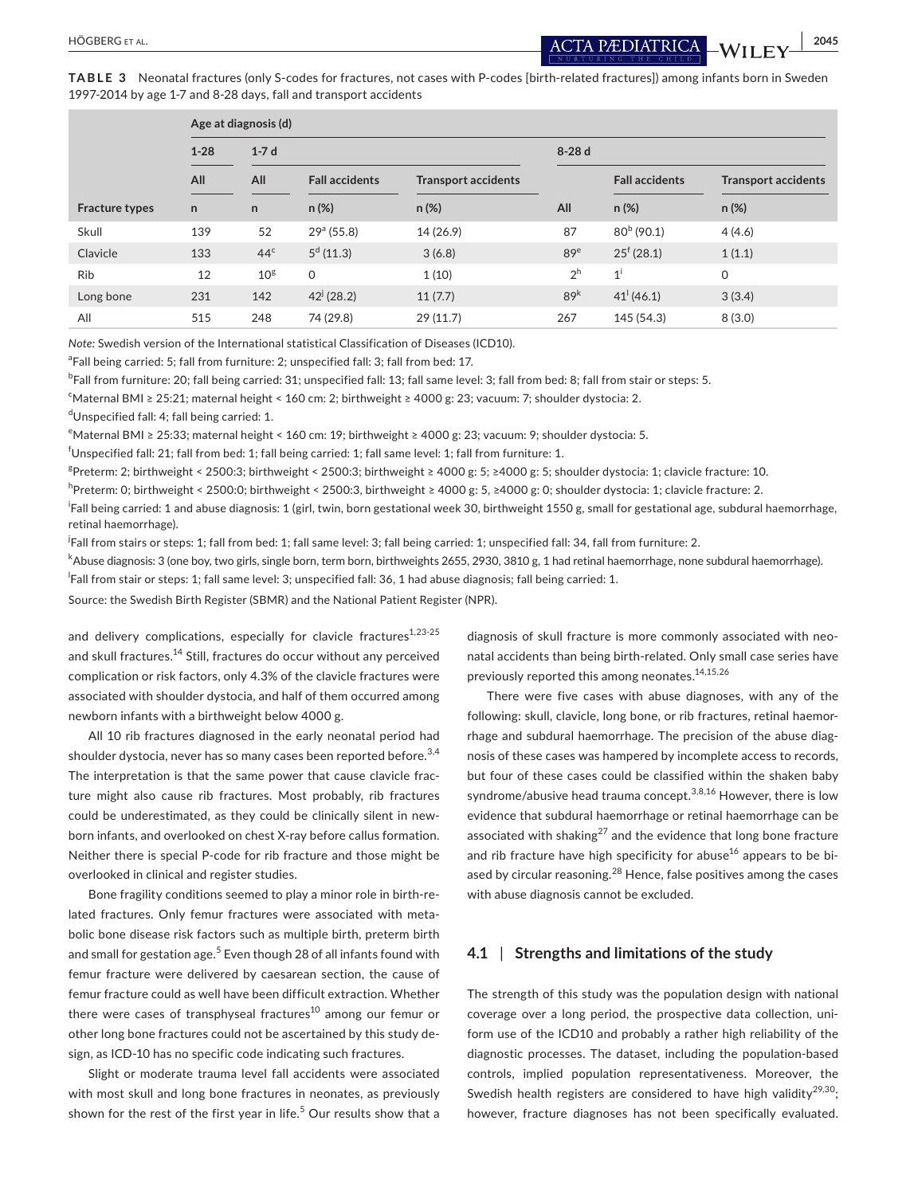**TABLE 3** Neonatal fractures (only S-codes for fractures, not cases with P-codes [birth-related fractures]) among infants born in Sweden 1997-2014 by age 1-7 and 8-28 days, fall and transport accidents

| | Age at diagnosis (d) | | | | | | |
|---|---|---|---|---|---|---|---|
| | 1-28 | 1-7 d | | | 8-28 d | | |
| | All | All | Fall accidents | Transport accidents | | Fall accidents | Transport accidents |
| Fracture types | n | n | n (%) | n (%) | All | n (%) | n (%) |
| Skull | 139 | 52 | 29[a] (55.8) | 14 (26.9) | 87 | 80[b] (90.1) | 4 (4.6) |
| Clavicle | 133 | 44[c] | 5[d] (11.3) | 3 (6.8) | 89[e] | 25[f] (28.1) | 1 (1.1) |
| Rib | 12 | 10[g] | 0 | 1 (10) | 2[h] | 1[i] | 0 |
| Long bone | 231 | 142 | 42[j] (28.2) | 11 (7.7) | 89[k] | 41[l] (46.1) | 3 (3.4) |
| All | 515 | 248 | 74 (29.8) | 29 (11.7) | 267 | 145 (54.3) | 8 (3.0) |

*Note:* Swedish version of the International statistical Classification of Diseases (ICD10).

[a]Fall being carried: 5; fall from furniture: 2; unspecified fall: 3; fall from bed: 17.

[b]Fall from furniture: 20; fall being carried: 31; unspecified fall: 13; fall same level: 3; fall from bed: 8; fall from stair or steps: 5.

[c]Maternal BMI ≥ 25:21; maternal height < 160 cm: 2; birthweight ≥ 4000 g: 23; vacuum: 7; shoulder dystocia: 2.

[d]Unspecified fall: 4; fall being carried: 1.

[e]Maternal BMI ≥ 25:33; maternal height < 160 cm: 19; birthweight ≥ 4000 g: 23; vacuum: 9; shoulder dystocia: 5.

[f]Unspecified fall: 21; fall from bed: 1; fall being carried: 1; fall same level: 1; fall from furniture: 1.

[g]Preterm: 2; birthweight < 2500:3; birthweight < 2500:3; birthweight ≥ 4000 g: 5; ≥4000 g: 5; shoulder dystocia: 1; clavicle fracture: 10.

[h]Preterm: 0; birthweight < 2500:0; birthweight < 2500:3, birthweight ≥ 4000 g: 5, ≥4000 g: 0; shoulder dystocia: 1; clavicle fracture: 2.

[i]Fall being carried: 1 and abuse diagnosis: 1 (girl, twin, born gestational week 30, birthweight 1550 g, small for gestational age, subdural haemorrhage, retinal haemorrhage).

[j]Fall from stairs or steps: 1; fall from bed: 1; fall same level: 3; fall being carried: 1; unspecified fall: 34, fall from furniture: 2.

[k]Abuse diagnosis: 3 (one boy, two girls, single born, term born, birthweights 2655, 2930, 3810 g, 1 had retinal haemorrhage, none subdural haemorrhage).

[l]Fall from stair or steps: 1; fall same level: 3; unspecified fall: 36, 1 had abuse diagnosis; fall being carried: 1.

Source: the Swedish Birth Register (SBMR) and the National Patient Register (NPR).

and delivery complications, especially for clavicle fractures[1,23-25] and skull fractures.[14] Still, fractures do occur without any perceived complication or risk factors, only 4.3% of the clavicle fractures were associated with shoulder dystocia, and half of them occurred among newborn infants with a birthweight below 4000 g.

All 10 rib fractures diagnosed in the early neonatal period had shoulder dystocia, never has so many cases been reported before.[3,4] The interpretation is that the same power that cause clavicle fracture might also cause rib fractures. Most probably, rib fractures could be underestimated, as they could be clinically silent in newborn infants, and overlooked on chest X-ray before callus formation. Neither there is special P-code for rib fracture and those might be overlooked in clinical and register studies.

Bone fragility conditions seemed to play a minor role in birth-related fractures. Only femur fractures were associated with metabolic bone disease risk factors such as multiple birth, preterm birth and small for gestation age.[5] Even though 28 of all infants found with femur fracture were delivered by caesarean section, the cause of femur fracture could as well have been difficult extraction. Whether there were cases of transphyseal fractures[10] among our femur or other long bone fractures could not be ascertained by this study design, as ICD-10 has no specific code indicating such fractures.

Slight or moderate trauma level fall accidents were associated with most skull and long bone fractures in neonates, as previously shown for the rest of the first year in life.[5] Our results show that a diagnosis of skull fracture is more commonly associated with neonatal accidents than being birth-related. Only small case series have previously reported this among neonates.[14,15,26]

There were five cases with abuse diagnoses, with any of the following: skull, clavicle, long bone, or rib fractures, retinal haemorrhage and subdural haemorrhage. The precision of the abuse diagnosis of these cases was hampered by incomplete access to records, but four of these cases could be classified within the shaken baby syndrome/abusive head trauma concept.[3,8,16] However, there is low evidence that subdural haemorrhage or retinal haemorrhage can be associated with shaking[27] and the evidence that long bone fracture and rib fracture have high specificity for abuse[16] appears to be biased by circular reasoning.[28] Hence, false positives among the cases with abuse diagnosis cannot be excluded.

### 4.1 | Strengths and limitations of the study

The strength of this study was the population design with national coverage over a long period, the prospective data collection, uniform use of the ICD10 and probably a rather high reliability of the diagnostic processes. The dataset, including the population-based controls, implied population representativeness. Moreover, the Swedish health registers are considered to have high validity[29,30]; however, fracture diagnoses has not been specifically evaluated.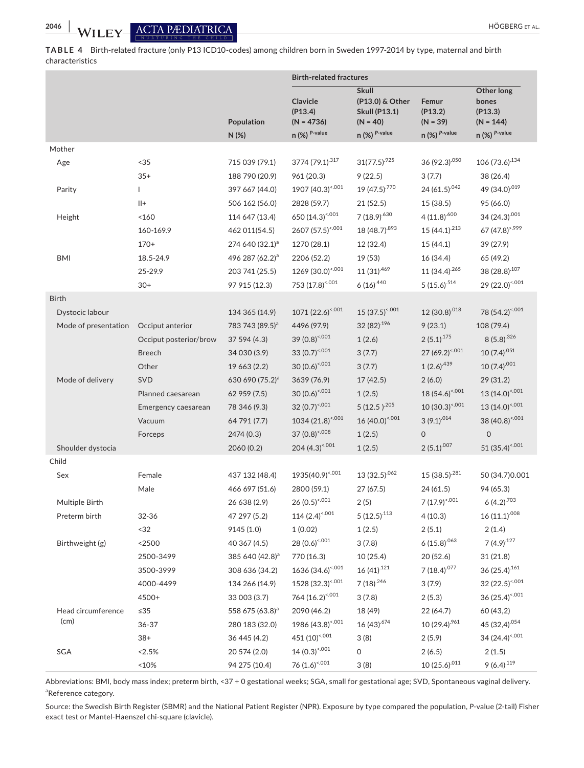**TABLE 4** Birth-related fracture (only P13 ICD10-codes) among children born in Sweden 1997-2014 by type, maternal and birth characteristics

| | | | Birth-related fractures | | | |
|---|---|---|---|---|---|---|
| | | Population | Clavicle (P13.4) (N = 4736) | Skull (P13.0) & Other Skull (P13.1) (N = 40) | Femur (P13.2) (N = 39) | Other long bones (P13.3) (N = 144) |
| | | N (%) | n (%) $^{P\text{-value}}$ | n (%) $^{P\text{-value}}$ | n (%) $^{P\text{-value}}$ | n (%) $^{P\text{-value}}$ |
| **Mother** | | | | | | |
| Age | <35 | 715 039 (79.1) | 3774 (79.1)$^{.317}$ | 31(77.5)$^{.925}$ | 36 (92.3)$^{.050}$ | 106 (73.6)$^{.134}$ |
| | 35+ | 188 790 (20.9) | 961 (20.3) | 9 (22.5) | 3 (7.7) | 38 (26.4) |
| Parity | I | 397 667 (44.0) | 1907 (40.3)$^{<.001}$ | 19 (47.5)$^{.770}$ | 24 (61.5)$^{.042}$ | 49 (34.0)$^{.019}$ |
| | II+ | 506 162 (56.0) | 2828 (59.7) | 21 (52.5) | 15 (38.5) | 95 (66.0) |
| Height | <160 | 114 647 (13.4) | 650 (14.3)$^{<.001}$ | 7 (18.9)$^{.630}$ | 4 (11.8)$^{.600}$ | 34 (24.3)$^{.001}$ |
| | 160-169.9 | 462 011(54.5) | 2607 (57.5)$^{<.001}$ | 18 (48.7)$^{.893}$ | 15 (44.1)$^{.213}$ | 67 (47.8)$^{>.999}$ |
| | 170+ | 274 640 (32.1)[a] | 1270 (28.1) | 12 (32.4) | 15 (44.1) | 39 (27.9) |
| BMI | 18.5-24.9 | 496 287 (62.2)[a] | 2206 (52.2) | 19 (53) | 16 (34.4) | 65 (49.2) |
| | 25-29.9 | 203 741 (25.5) | 1269 (30.0)$^{<.001}$ | 11 (31)$^{.469}$ | 11 (34.4)$^{.265}$ | 38 (28.8)$^{.107}$ |
| | 30+ | 97 915 (12.3) | 753 (17.8)$^{<.001}$ | 6 (16)$^{.440}$ | 5 (15.6)$^{.514}$ | 29 (22.0)$^{<.001}$ |
| **Birth** | | | | | | |
| Dystocic labour | | 134 365 (14.9) | 1071 (22.6)$^{<.001}$ | 15 (37.5)$^{<.001}$ | 12 (30.8)$^{.018}$ | 78 (54.2)$^{<.001}$ |
| Mode of presentation | Occiput anterior | 783 743 (89.5)[a] | 4496 (97.9) | 32 (82)$^{.196}$ | 9 (23.1) | 108 (79.4) |
| | Occiput posterior/brow | 37 594 (4.3) | 39 (0.8)$^{<.001}$ | 1 (2.6) | 2 (5.1)$^{.175}$ | 8 (5.8)$^{.326}$ |
| | Breech | 34 030 (3.9) | 33 (0.7)$^{<.001}$ | 3 (7.7) | 27 (69.2)$^{<.001}$ | 10 (7.4)$^{.051}$ |
| | Other | 19 663 (2.2) | 30 (0.6)$^{<.001}$ | 3 (7.7) | 1 (2.6)$^{.439}$ | 10 (7.4)$^{.001}$ |
| Mode of delivery | SVD | 630 690 (75.2)[a] | 3639 (76.9) | 17 (42.5) | 2 (6.0) | 29 (31.2) |
| | Planned caesarean | 62 959 (7.5) | 30 (0.6)$^{<.001}$ | 1 (2.5) | 18 (54.6)$^{<.001}$ | 13 (14.0)$^{<.001}$ |
| | Emergency caesarean | 78 346 (9.3) | 32 (0.7)$^{<.001}$ | 5 (12.5 )$^{.205}$ | 10 (30.3)$^{<.001}$ | 13 (14.0)$^{<.001}$ |
| | Vacuum | 64 791 (7.7) | 1034 (21.8)$^{<.001}$ | 16 (40.0)$^{<.001}$ | 3 (9.1)$^{.014}$ | 38 (40.8)$^{<.001}$ |
| | Forceps | 2474 (0.3) | 37 (0.8)$^{<.008}$ | 1 (2.5) | 0 | 0 |
| Shoulder dystocia | | 2060 (0.2) | 204 (4.3)$^{<.001}$ | 1 (2.5) | 2 (5.1)$^{.007}$ | 51 (35.4)$^{<.001}$ |
| **Child** | | | | | | |
| Sex | Female | 437 132 (48.4) | 1935(40.9)$^{<.001}$ | 13 (32.5)$^{.062}$ | 15 (38.5)$^{.281}$ | 50 (34.7)0.001 |
| | Male | 466 697 (51.6) | 2800 (59.1) | 27 (67.5) | 24 (61.5) | 94 (65.3) |
| Multiple Birth | | 26 638 (2.9) | 26 (0.5)$^{<.001}$ | 2 (5) | 7 (17.9)$^{<.001}$ | 6 (4.2)$^{.703}$ |
| Preterm birth | 32-36 | 47 297 (5.2) | 114 (2.4)$^{<.001}$ | 5 (12.5)$^{.113}$ | 4 (10.3) | 16 (11.1)$^{.008}$ |
| | <32 | 9145 (1.0) | 1 (0.02) | 1 (2.5) | 2 (5.1) | 2 (1.4) |
| Birthweight (g) | <2500 | 40 367 (4.5) | 28 (0.6)$^{<.001}$ | 3 (7.8) | 6 (15.8)$^{.063}$ | 7 (4.9)$^{.127}$ |
| | 2500-3499 | 385 640 (42.8)[a] | 770 (16.3) | 10 (25.4) | 20 (52.6) | 31 (21.8) |
| | 3500-3999 | 308 636 (34.2) | 1636 (34.6)$^{<.001}$ | 16 (41)$^{.121}$ | 7 (18.4)$^{.077}$ | 36 (25.4)$^{.161}$ |
| | 4000-4499 | 134 266 (14.9) | 1528 (32.3)$^{<.001}$ | 7 (18)$^{.246}$ | 3 (7.9) | 32 (22.5)$^{<.001}$ |
| | 4500+ | 33 003 (3.7) | 764 (16.2)$^{<.001}$ | 3 (7.8) | 2 (5.3) | 36 (25.4)$^{<.001}$ |
| Head circumference (cm) | ≤35 | 558 675 (63.8)[a] | 2090 (46.2) | 18 (49) | 22 (64.7) | 60 (43,2) |
| | 36-37 | 280 183 (32.0) | 1986 (43.8)$^{<.001}$ | 16 (43)$^{.674}$ | 10 (29.4)$^{.961}$ | 45 (32,4)$^{.054}$ |
| | 38+ | 36 445 (4.2) | 451 (10)$^{<.001}$ | 3 (8) | 2 (5.9) | 34 (24.4)$^{<.001}$ |
| SGA | <2.5% | 20 574 (2.0) | 14 (0.3)$^{<.001}$ | 0 | 2 (6.5) | 2 (1.5) |
| | <10% | 94 275 (10.4) | 76 (1.6)$^{<.001}$ | 3 (8) | 10 (25.6)$^{.011}$ | 9 (6.4)$^{.119}$ |

Abbreviations: BMI, body mass index; preterm birth, <37 + 0 gestational weeks; SGA, small for gestational age; SVD, Spontaneous vaginal delivery.
[a]Reference category.

Source: the Swedish Birth Register (SBMR) and the National Patient Register (NPR). Exposure by type compared the population, P-value (2-tail) Fisher exact test or Mantel-Haenszel chi-square (clavicle).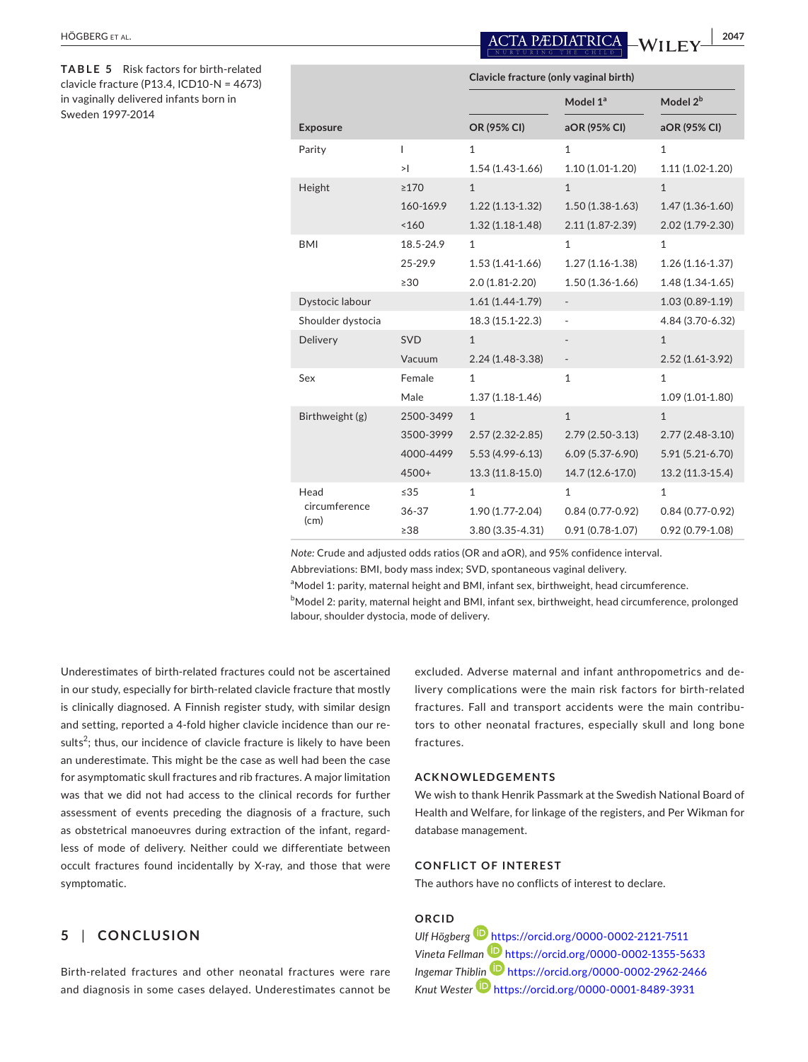**TABLE 5** Risk factors for birth-related clavicle fracture (P13.4, ICD10-N = 4673) in vaginally delivered infants born in Sweden 1997-2014

| | | Clavicle fracture (only vaginal birth) | | |
|---|---|---|---|---|
| | | | Model 1[a] | Model 2[b] |
| Exposure | | OR (95% CI) | aOR (95% CI) | aOR (95% CI) |
| Parity | I | 1 | 1 | 1 |
| | >I | 1.54 (1.43-1.66) | 1.10 (1.01-1.20) | 1.11 (1.02-1.20) |
| Height | ≥170 | 1 | 1 | 1 |
| | 160-169.9 | 1.22 (1.13-1.32) | 1.50 (1.38-1.63) | 1.47 (1.36-1.60) |
| | <160 | 1.32 (1.18-1.48) | 2.11 (1.87-2.39) | 2.02 (1.79-2.30) |
| BMI | 18.5-24.9 | 1 | 1 | 1 |
| | 25-29.9 | 1.53 (1.41-1.66) | 1.27 (1.16-1.38) | 1.26 (1.16-1.37) |
| | ≥30 | 2.0 (1.81-2.20) | 1.50 (1.36-1.66) | 1.48 (1.34-1.65) |
| Dystocic labour | | 1.61 (1.44-1.79) | - | 1.03 (0.89-1.19) |
| Shoulder dystocia | | 18.3 (15.1-22.3) | - | 4.84 (3.70-6.32) |
| Delivery | SVD | 1 | - | 1 |
| | Vacuum | 2.24 (1.48-3.38) | - | 2.52 (1.61-3.92) |
| Sex | Female | 1 | 1 | 1 |
| | Male | 1.37 (1.18-1.46) | | 1.09 (1.01-1.80) |
| Birthweight (g) | 2500-3499 | 1 | 1 | 1 |
| | 3500-3999 | 2.57 (2.32-2.85) | 2.79 (2.50-3.13) | 2.77 (2.48-3.10) |
| | 4000-4499 | 5.53 (4.99-6.13) | 6.09 (5.37-6.90) | 5.91 (5.21-6.70) |
| | 4500+ | 13.3 (11.8-15.0) | 14.7 (12.6-17.0) | 13.2 (11.3-15.4) |
| Head circumference (cm) | ≤35 | 1 | 1 | 1 |
| | 36-37 | 1.90 (1.77-2.04) | 0.84 (0.77-0.92) | 0.84 (0.77-0.92) |
| | ≥38 | 3.80 (3.35-4.31) | 0.91 (0.78-1.07) | 0.92 (0.79-1.08) |

*Note:* Crude and adjusted odds ratios (OR and aOR), and 95% confidence interval.

Abbreviations: BMI, body mass index; SVD, spontaneous vaginal delivery.

[a]Model 1: parity, maternal height and BMI, infant sex, birthweight, head circumference.

[b]Model 2: parity, maternal height and BMI, infant sex, birthweight, head circumference, prolonged labour, shoulder dystocia, mode of delivery.

Underestimates of birth-related fractures could not be ascertained in our study, especially for birth-related clavicle fracture that mostly is clinically diagnosed. A Finnish register study, with similar design and setting, reported a 4-fold higher clavicle incidence than our results[2]; thus, our incidence of clavicle fracture is likely to have been an underestimate. This might be the case as well had been the case for asymptomatic skull fractures and rib fractures. A major limitation was that we did not had access to the clinical records for further assessment of events preceding the diagnosis of a fracture, such as obstetrical manoeuvres during extraction of the infant, regardless of mode of delivery. Neither could we differentiate between occult fractures found incidentally by X-ray, and those that were symptomatic.

## 5 | CONCLUSION

Birth-related fractures and other neonatal fractures were rare and diagnosis in some cases delayed. Underestimates cannot be excluded. Adverse maternal and infant anthropometrics and delivery complications were the main risk factors for birth-related fractures. Fall and transport accidents were the main contributors to other neonatal fractures, especially skull and long bone fractures.

## ACKNOWLEDGEMENTS

We wish to thank Henrik Passmark at the Swedish National Board of Health and Welfare, for linkage of the registers, and Per Wikman for database management.

## CONFLICT OF INTEREST

The authors have no conflicts of interest to declare.

## ORCID

*Ulf Högberg* https://orcid.org/0000-0002-2121-7511
*Vineta Fellman* https://orcid.org/0000-0002-1355-5633
*Ingemar Thiblin* https://orcid.org/0000-0002-2962-2466
*Knut Wester* https://orcid.org/0000-0001-8489-3931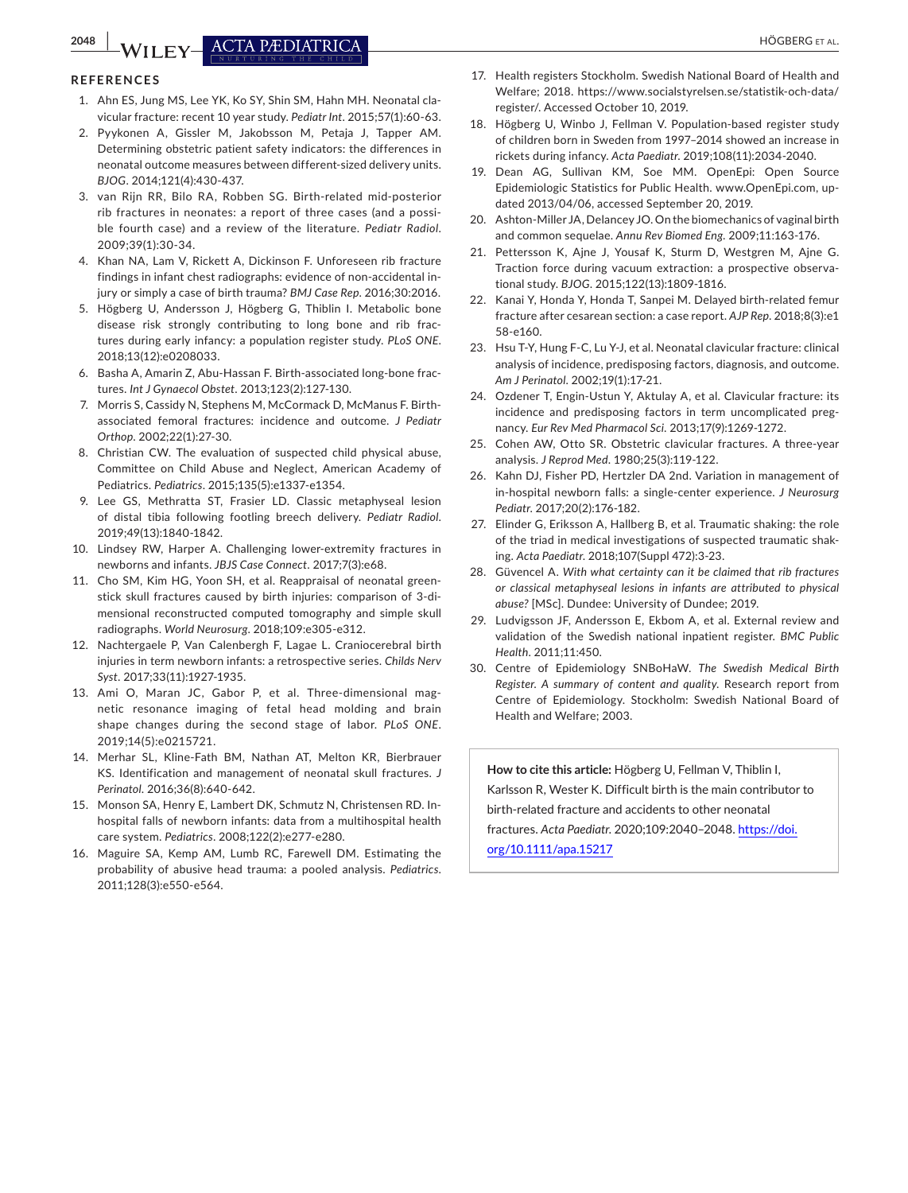## REFERENCES

1. Ahn ES, Jung MS, Lee YK, Ko SY, Shin SM, Hahn MH. Neonatal clavicular fracture: recent 10 year study. *Pediatr Int*. 2015;57(1):60-63.
2. Pyykonen A, Gissler M, Jakobsson M, Petaja J, Tapper AM. Determining obstetric patient safety indicators: the differences in neonatal outcome measures between different-sized delivery units. *BJOG*. 2014;121(4):430-437.
3. van Rijn RR, Bilo RA, Robben SG. Birth-related mid-posterior rib fractures in neonates: a report of three cases (and a possible fourth case) and a review of the literature. *Pediatr Radiol*. 2009;39(1):30-34.
4. Khan NA, Lam V, Rickett A, Dickinson F. Unforeseen rib fracture findings in infant chest radiographs: evidence of non-accidental injury or simply a case of birth trauma? *BMJ Case Rep*. 2016;30:2016.
5. Högberg U, Andersson J, Högberg G, Thiblin I. Metabolic bone disease risk strongly contributing to long bone and rib fractures during early infancy: a population register study. *PLoS ONE*. 2018;13(12):e0208033.
6. Basha A, Amarin Z, Abu-Hassan F. Birth-associated long-bone fractures. *Int J Gynaecol Obstet*. 2013;123(2):127-130.
7. Morris S, Cassidy N, Stephens M, McCormack D, McManus F. Birth-associated femoral fractures: incidence and outcome. *J Pediatr Orthop*. 2002;22(1):27-30.
8. Christian CW. The evaluation of suspected child physical abuse, Committee on Child Abuse and Neglect, American Academy of Pediatrics. *Pediatrics*. 2015;135(5):e1337-e1354.
9. Lee GS, Methratta ST, Frasier LD. Classic metaphyseal lesion of distal tibia following footling breech delivery. *Pediatr Radiol*. 2019;49(13):1840-1842.
10. Lindsey RW, Harper A. Challenging lower-extremity fractures in newborns and infants. *JBJS Case Connect*. 2017;7(3):e68.
11. Cho SM, Kim HG, Yoon SH, et al. Reappraisal of neonatal greenstick skull fractures caused by birth injuries: comparison of 3-dimensional reconstructed computed tomography and simple skull radiographs. *World Neurosurg*. 2018;109:e305-e312.
12. Nachtergaele P, Van Calenbergh F, Lagae L. Craniocerebral birth injuries in term newborn infants: a retrospective series. *Childs Nerv Syst*. 2017;33(11):1927-1935.
13. Ami O, Maran JC, Gabor P, et al. Three-dimensional magnetic resonance imaging of fetal head molding and brain shape changes during the second stage of labor. *PLoS ONE*. 2019;14(5):e0215721.
14. Merhar SL, Kline-Fath BM, Nathan AT, Melton KR, Bierbrauer KS. Identification and management of neonatal skull fractures. *J Perinatol*. 2016;36(8):640-642.
15. Monson SA, Henry E, Lambert DK, Schmutz N, Christensen RD. In-hospital falls of newborn infants: data from a multihospital health care system. *Pediatrics*. 2008;122(2):e277-e280.
16. Maguire SA, Kemp AM, Lumb RC, Farewell DM. Estimating the probability of abusive head trauma: a pooled analysis. *Pediatrics*. 2011;128(3):e550-e564.
17. Health registers Stockholm. Swedish National Board of Health and Welfare; 2018. https://www.socialstyrelsen.se/statistik-och-data/register/. Accessed October 10, 2019.
18. Högberg U, Winbo J, Fellman V. Population-based register study of children born in Sweden from 1997–2014 showed an increase in rickets during infancy. *Acta Paediatr*. 2019;108(11):2034-2040.
19. Dean AG, Sullivan KM, Soe MM. OpenEpi: Open Source Epidemiologic Statistics for Public Health. www.OpenEpi.com, updated 2013/04/06, accessed September 20, 2019.
20. Ashton-Miller JA, Delancey JO. On the biomechanics of vaginal birth and common sequelae. *Annu Rev Biomed Eng*. 2009;11:163-176.
21. Pettersson K, Ajne J, Yousaf K, Sturm D, Westgren M, Ajne G. Traction force during vacuum extraction: a prospective observational study. *BJOG*. 2015;122(13):1809-1816.
22. Kanai Y, Honda Y, Honda T, Sanpei M. Delayed birth-related femur fracture after cesarean section: a case report. *AJP Rep*. 2018;8(3):e158-e160.
23. Hsu T-Y, Hung F-C, Lu Y-J, et al. Neonatal clavicular fracture: clinical analysis of incidence, predisposing factors, diagnosis, and outcome. *Am J Perinatol*. 2002;19(1):17-21.
24. Ozdener T, Engin-Ustun Y, Aktulay A, et al. Clavicular fracture: its incidence and predisposing factors in term uncomplicated pregnancy. *Eur Rev Med Pharmacol Sci*. 2013;17(9):1269-1272.
25. Cohen AW, Otto SR. Obstetric clavicular fractures. A three-year analysis. *J Reprod Med*. 1980;25(3):119-122.
26. Kahn DJ, Fisher PD, Hertzler DA 2nd. Variation in management of in-hospital newborn falls: a single-center experience. *J Neurosurg Pediatr*. 2017;20(2):176-182.
27. Elinder G, Eriksson A, Hallberg B, et al. Traumatic shaking: the role of the triad in medical investigations of suspected traumatic shaking. *Acta Paediatr*. 2018;107(Suppl 472):3-23.
28. Güvencel A. *With what certainty can it be claimed that rib fractures or classical metaphyseal lesions in infants are attributed to physical abuse?* [MSc]. Dundee: University of Dundee; 2019.
29. Ludvigsson JF, Andersson E, Ekbom A, et al. External review and validation of the Swedish national inpatient register. *BMC Public Health*. 2011;11:450.
30. Centre of Epidemiology SNBoHaW. *The Swedish Medical Birth Register. A summary of content and quality.* Research report from Centre of Epidemiology. Stockholm: Swedish National Board of Health and Welfare; 2003.

**How to cite this article:** Högberg U, Fellman V, Thiblin I, Karlsson R, Wester K. Difficult birth is the main contributor to birth-related fracture and accidents to other neonatal fractures. *Acta Paediatr*. 2020;109:2040–2048. https://doi.org/10.1111/apa.15217